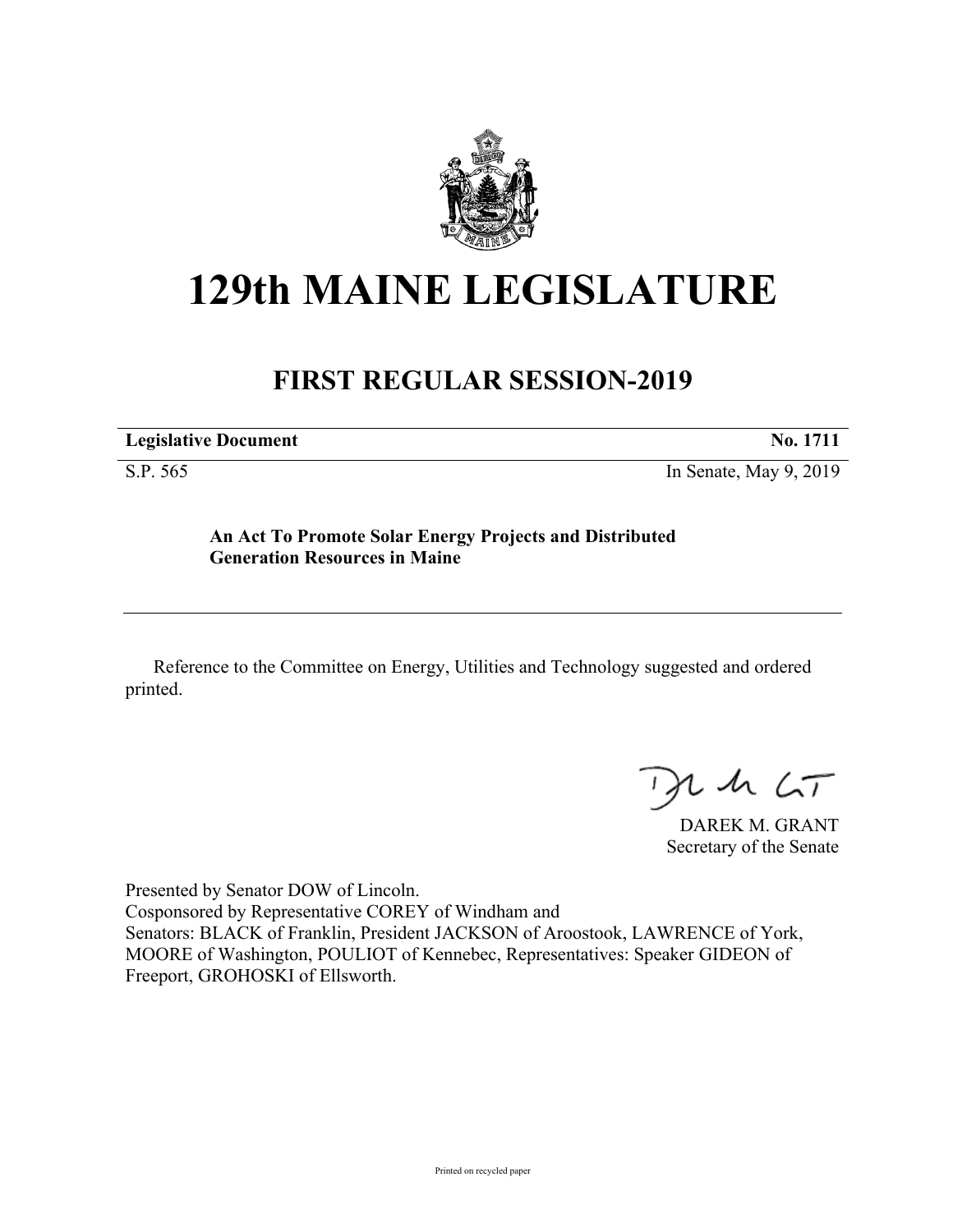# 129th MAINE LEGISLATURE

## FIRST REGULAR SESSION-2019

| **Legislative Document** | **No. 1711** |
|---|---|
| S.P. 565 | In Senate, May 9, 2019 |

**An Act To Promote Solar Energy Projects and Distributed Generation Resources in Maine**

---

Reference to the Committee on Energy, Utilities and Technology suggested and ordered printed.

DAREK M. GRANT
Secretary of the Senate

Presented by Senator DOW of Lincoln.
Cosponsored by Representative COREY of Windham and
Senators: BLACK of Franklin, President JACKSON of Aroostook, LAWRENCE of York, MOORE of Washington, POULIOT of Kennebec, Representatives: Speaker GIDEON of Freeport, GROHOSKI of Ellsworth.

Printed on recycled paper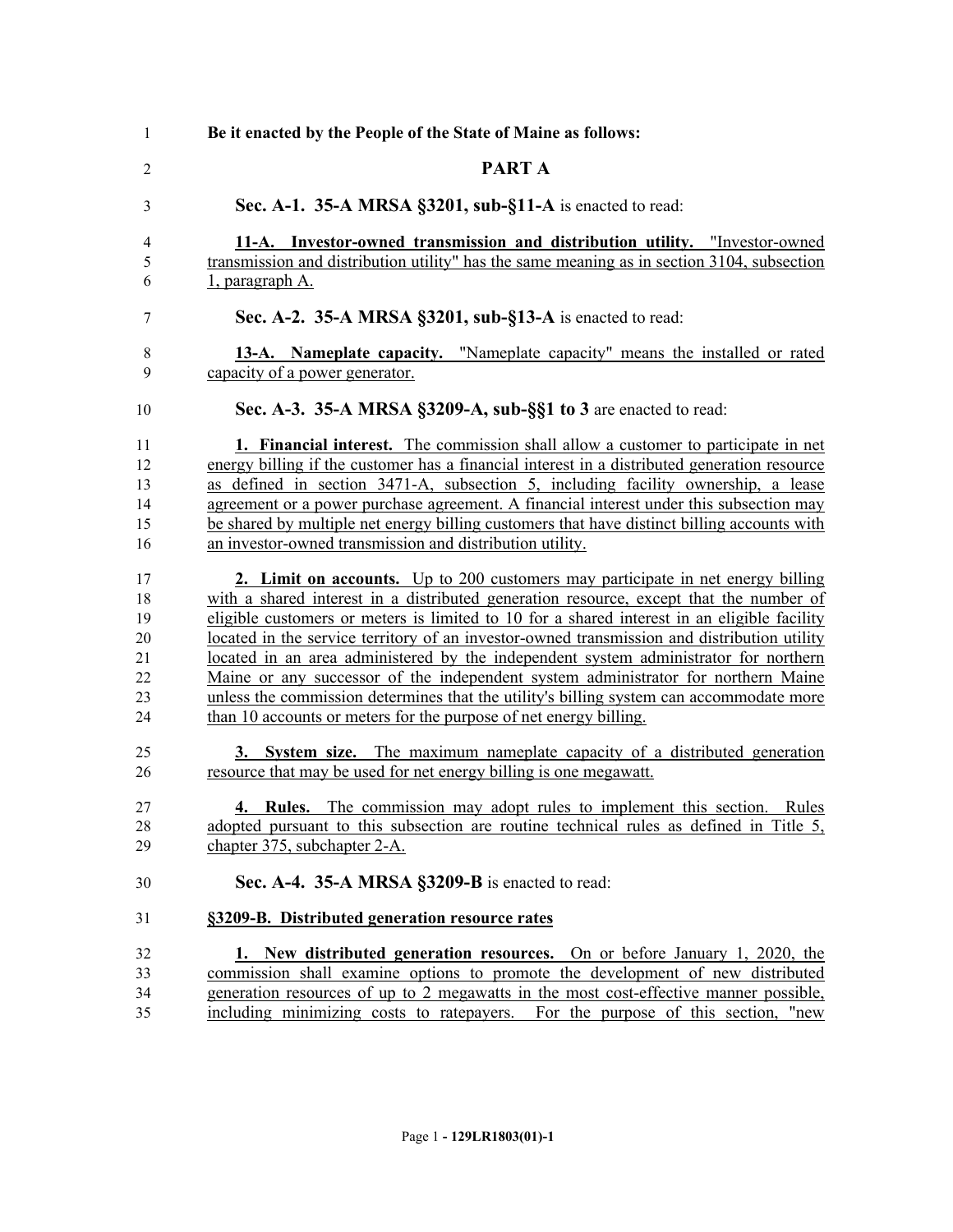**Be it enacted by the People of the State of Maine as follows:**

## PART A

**Sec. A-1. 35-A MRSA §3201, sub-§11-A** is enacted to read:

**11-A. Investor-owned transmission and distribution utility.** "Investor-owned transmission and distribution utility" has the same meaning as in section 3104, subsection 1, paragraph A.

**Sec. A-2. 35-A MRSA §3201, sub-§13-A** is enacted to read:

**13-A. Nameplate capacity.** "Nameplate capacity" means the installed or rated capacity of a power generator.

**Sec. A-3. 35-A MRSA §3209-A, sub-§§1 to 3** are enacted to read:

**1. Financial interest.** The commission shall allow a customer to participate in net energy billing if the customer has a financial interest in a distributed generation resource as defined in section 3471-A, subsection 5, including facility ownership, a lease agreement or a power purchase agreement. A financial interest under this subsection may be shared by multiple net energy billing customers that have distinct billing accounts with an investor-owned transmission and distribution utility.

**2. Limit on accounts.** Up to 200 customers may participate in net energy billing with a shared interest in a distributed generation resource, except that the number of eligible customers or meters is limited to 10 for a shared interest in an eligible facility located in the service territory of an investor-owned transmission and distribution utility located in an area administered by the independent system administrator for northern Maine or any successor of the independent system administrator for northern Maine unless the commission determines that the utility's billing system can accommodate more than 10 accounts or meters for the purpose of net energy billing.

**3. System size.** The maximum nameplate capacity of a distributed generation resource that may be used for net energy billing is one megawatt.

**4. Rules.** The commission may adopt rules to implement this section. Rules adopted pursuant to this subsection are routine technical rules as defined in Title 5, chapter 375, subchapter 2-A.

**Sec. A-4. 35-A MRSA §3209-B** is enacted to read:

**§3209-B. Distributed generation resource rates**

**1. New distributed generation resources.** On or before January 1, 2020, the commission shall examine options to promote the development of new distributed generation resources of up to 2 megawatts in the most cost-effective manner possible, including minimizing costs to ratepayers. For the purpose of this section, "new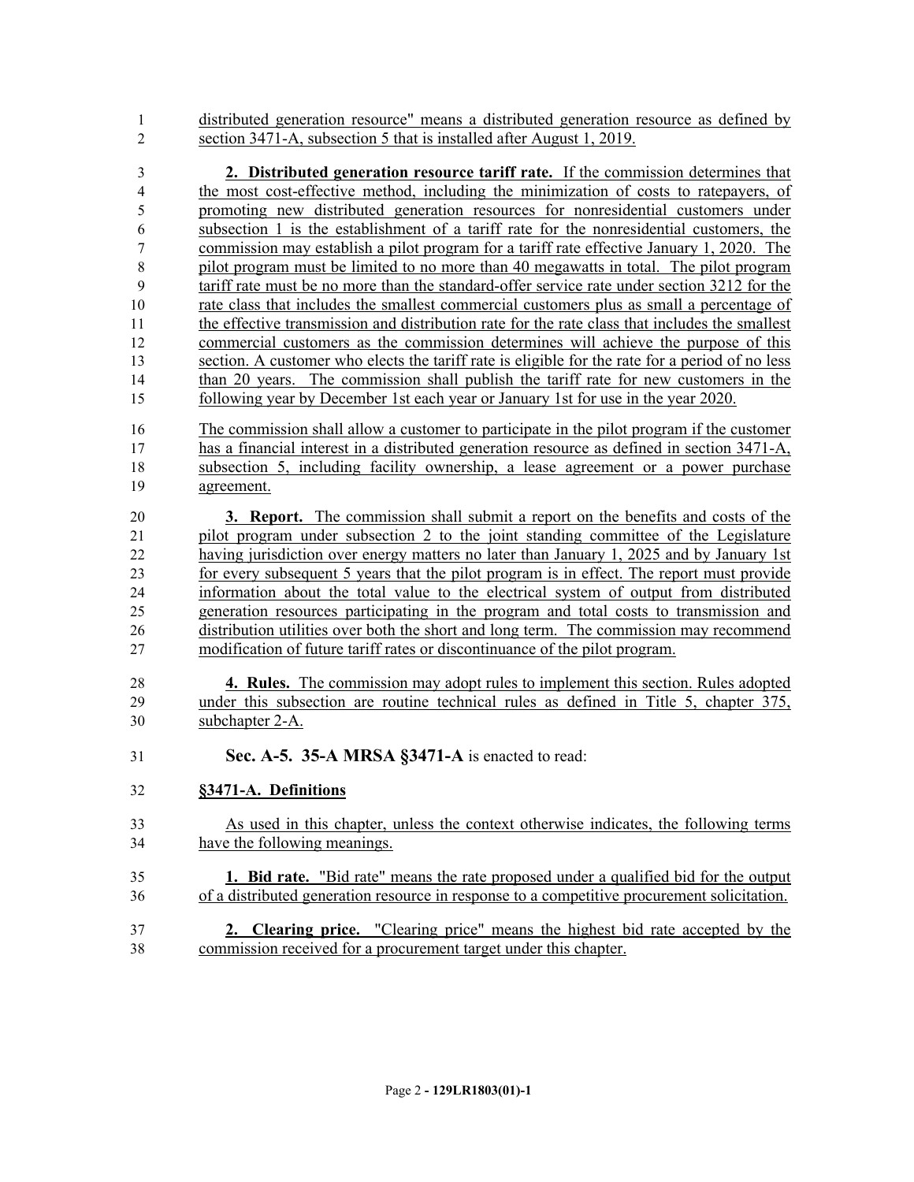distributed generation resource" means a distributed generation resource as defined by section 3471-A, subsection 5 that is installed after August 1, 2019.

**2. Distributed generation resource tariff rate.** If the commission determines that the most cost-effective method, including the minimization of costs to ratepayers, of promoting new distributed generation resources for nonresidential customers under subsection 1 is the establishment of a tariff rate for the nonresidential customers, the commission may establish a pilot program for a tariff rate effective January 1, 2020. The pilot program must be limited to no more than 40 megawatts in total. The pilot program tariff rate must be no more than the standard-offer service rate under section 3212 for the rate class that includes the smallest commercial customers plus as small a percentage of the effective transmission and distribution rate for the rate class that includes the smallest commercial customers as the commission determines will achieve the purpose of this section. A customer who elects the tariff rate is eligible for the rate for a period of no less than 20 years. The commission shall publish the tariff rate for new customers in the following year by December 1st each year or January 1st for use in the year 2020.

The commission shall allow a customer to participate in the pilot program if the customer has a financial interest in a distributed generation resource as defined in section 3471-A, subsection 5, including facility ownership, a lease agreement or a power purchase agreement.

**3. Report.** The commission shall submit a report on the benefits and costs of the pilot program under subsection 2 to the joint standing committee of the Legislature having jurisdiction over energy matters no later than January 1, 2025 and by January 1st for every subsequent 5 years that the pilot program is in effect. The report must provide information about the total value to the electrical system of output from distributed generation resources participating in the program and total costs to transmission and distribution utilities over both the short and long term. The commission may recommend modification of future tariff rates or discontinuance of the pilot program.

**4. Rules.** The commission may adopt rules to implement this section. Rules adopted under this subsection are routine technical rules as defined in Title 5, chapter 375, subchapter 2-A.

**Sec. A-5. 35-A MRSA §3471-A** is enacted to read:

**§3471-A. Definitions**

As used in this chapter, unless the context otherwise indicates, the following terms have the following meanings.

**1. Bid rate.** "Bid rate" means the rate proposed under a qualified bid for the output of a distributed generation resource in response to a competitive procurement solicitation.

**2. Clearing price.** "Clearing price" means the highest bid rate accepted by the commission received for a procurement target under this chapter.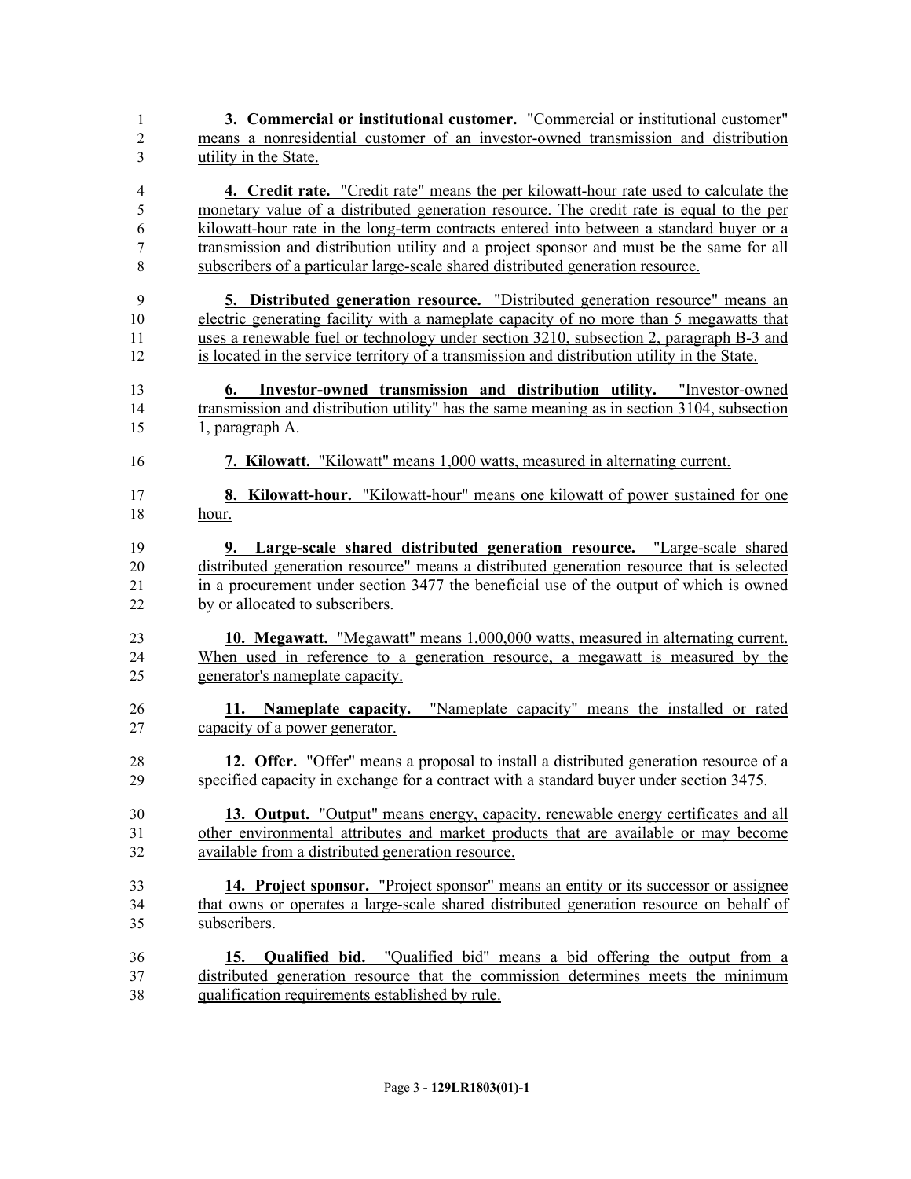**3. Commercial or institutional customer.** "Commercial or institutional customer" means a nonresidential customer of an investor-owned transmission and distribution utility in the State.

**4. Credit rate.** "Credit rate" means the per kilowatt-hour rate used to calculate the monetary value of a distributed generation resource. The credit rate is equal to the per kilowatt-hour rate in the long-term contracts entered into between a standard buyer or a transmission and distribution utility and a project sponsor and must be the same for all subscribers of a particular large-scale shared distributed generation resource.

**5. Distributed generation resource.** "Distributed generation resource" means an electric generating facility with a nameplate capacity of no more than 5 megawatts that uses a renewable fuel or technology under section 3210, subsection 2, paragraph B-3 and is located in the service territory of a transmission and distribution utility in the State.

**6. Investor-owned transmission and distribution utility.** "Investor-owned transmission and distribution utility" has the same meaning as in section 3104, subsection 1, paragraph A.

**7. Kilowatt.** "Kilowatt" means 1,000 watts, measured in alternating current.

**8. Kilowatt-hour.** "Kilowatt-hour" means one kilowatt of power sustained for one hour.

**9. Large-scale shared distributed generation resource.** "Large-scale shared distributed generation resource" means a distributed generation resource that is selected in a procurement under section 3477 the beneficial use of the output of which is owned by or allocated to subscribers.

**10. Megawatt.** "Megawatt" means 1,000,000 watts, measured in alternating current. When used in reference to a generation resource, a megawatt is measured by the generator's nameplate capacity.

**11. Nameplate capacity.** "Nameplate capacity" means the installed or rated capacity of a power generator.

**12. Offer.** "Offer" means a proposal to install a distributed generation resource of a specified capacity in exchange for a contract with a standard buyer under section 3475.

**13. Output.** "Output" means energy, capacity, renewable energy certificates and all other environmental attributes and market products that are available or may become available from a distributed generation resource.

**14. Project sponsor.** "Project sponsor" means an entity or its successor or assignee that owns or operates a large-scale shared distributed generation resource on behalf of subscribers.

**15. Qualified bid.** "Qualified bid" means a bid offering the output from a distributed generation resource that the commission determines meets the minimum qualification requirements established by rule.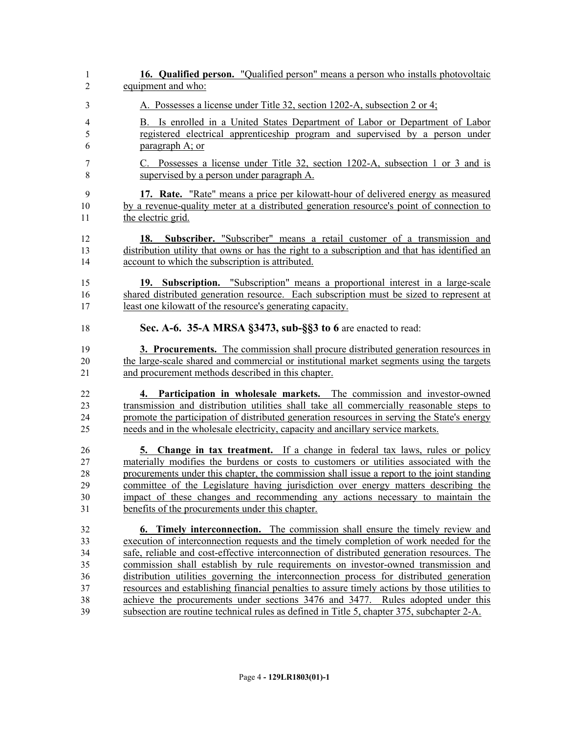**16. Qualified person.** "Qualified person" means a person who installs photovoltaic equipment and who:

A. Possesses a license under Title 32, section 1202-A, subsection 2 or 4;

B. Is enrolled in a United States Department of Labor or Department of Labor registered electrical apprenticeship program and supervised by a person under paragraph A; or

C. Possesses a license under Title 32, section 1202-A, subsection 1 or 3 and is supervised by a person under paragraph A.

**17. Rate.** "Rate" means a price per kilowatt-hour of delivered energy as measured by a revenue-quality meter at a distributed generation resource's point of connection to the electric grid.

**18. Subscriber.** "Subscriber" means a retail customer of a transmission and distribution utility that owns or has the right to a subscription and that has identified an account to which the subscription is attributed.

**19. Subscription.** "Subscription" means a proportional interest in a large-scale shared distributed generation resource. Each subscription must be sized to represent at least one kilowatt of the resource's generating capacity.

**Sec. A-6. 35-A MRSA §3473, sub-§§3 to 6** are enacted to read:

**3. Procurements.** The commission shall procure distributed generation resources in the large-scale shared and commercial or institutional market segments using the targets and procurement methods described in this chapter.

**4. Participation in wholesale markets.** The commission and investor-owned transmission and distribution utilities shall take all commercially reasonable steps to promote the participation of distributed generation resources in serving the State's energy needs and in the wholesale electricity, capacity and ancillary service markets.

**5. Change in tax treatment.** If a change in federal tax laws, rules or policy materially modifies the burdens or costs to customers or utilities associated with the procurements under this chapter, the commission shall issue a report to the joint standing committee of the Legislature having jurisdiction over energy matters describing the impact of these changes and recommending any actions necessary to maintain the benefits of the procurements under this chapter.

**6. Timely interconnection.** The commission shall ensure the timely review and execution of interconnection requests and the timely completion of work needed for the safe, reliable and cost-effective interconnection of distributed generation resources. The commission shall establish by rule requirements on investor-owned transmission and distribution utilities governing the interconnection process for distributed generation resources and establishing financial penalties to assure timely actions by those utilities to achieve the procurements under sections 3476 and 3477. Rules adopted under this subsection are routine technical rules as defined in Title 5, chapter 375, subchapter 2-A.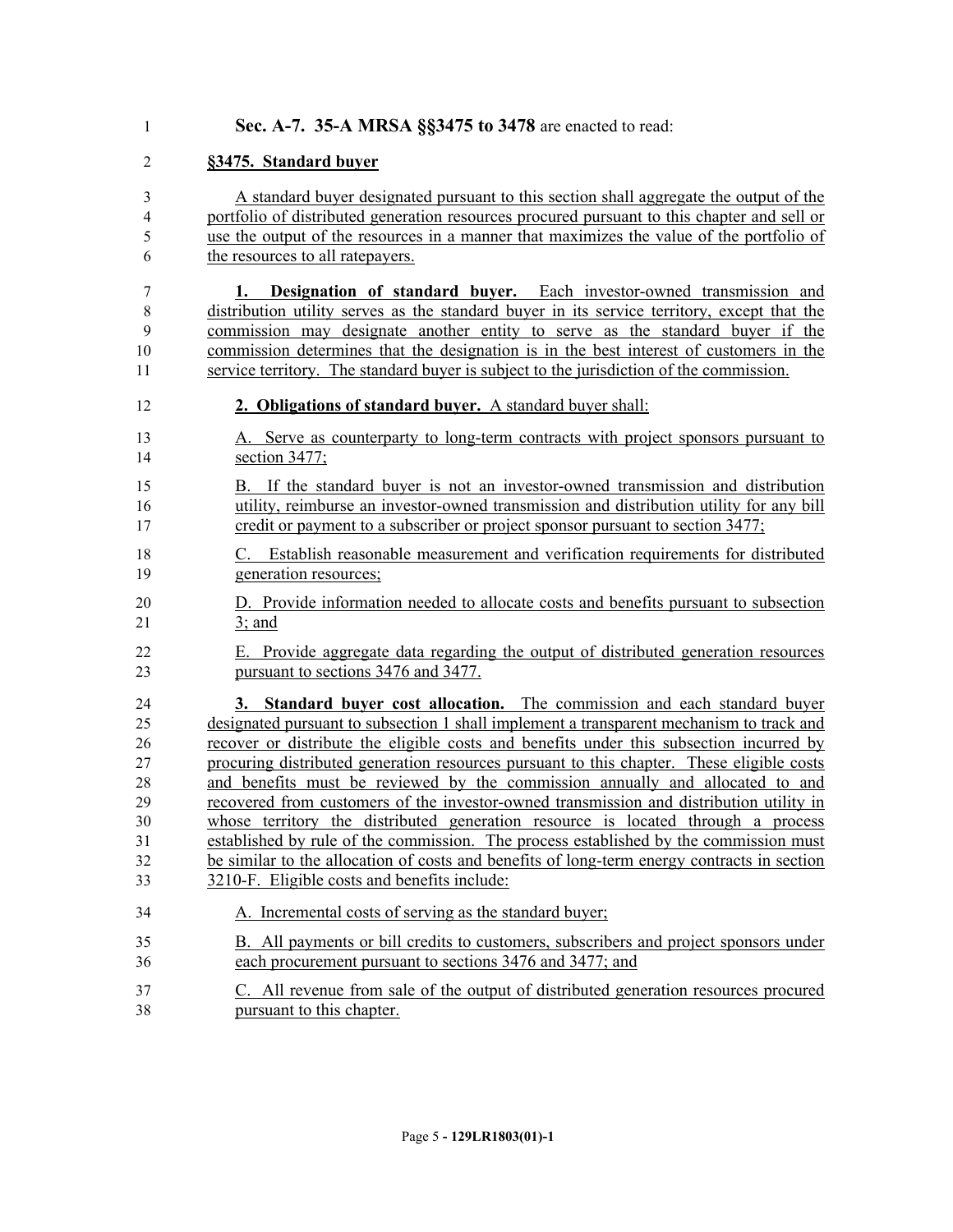**Sec. A-7. 35-A MRSA §§3475 to 3478** are enacted to read:

**§3475. Standard buyer**

A standard buyer designated pursuant to this section shall aggregate the output of the portfolio of distributed generation resources procured pursuant to this chapter and sell or use the output of the resources in a manner that maximizes the value of the portfolio of the resources to all ratepayers.

**1. Designation of standard buyer.** Each investor-owned transmission and distribution utility serves as the standard buyer in its service territory, except that the commission may designate another entity to serve as the standard buyer if the commission determines that the designation is in the best interest of customers in the service territory. The standard buyer is subject to the jurisdiction of the commission.

**2. Obligations of standard buyer.** A standard buyer shall:

A. Serve as counterparty to long-term contracts with project sponsors pursuant to section 3477;

B. If the standard buyer is not an investor-owned transmission and distribution utility, reimburse an investor-owned transmission and distribution utility for any bill credit or payment to a subscriber or project sponsor pursuant to section 3477;

C. Establish reasonable measurement and verification requirements for distributed generation resources;

D. Provide information needed to allocate costs and benefits pursuant to subsection 3; and

E. Provide aggregate data regarding the output of distributed generation resources pursuant to sections 3476 and 3477.

**3. Standard buyer cost allocation.** The commission and each standard buyer designated pursuant to subsection 1 shall implement a transparent mechanism to track and recover or distribute the eligible costs and benefits under this subsection incurred by procuring distributed generation resources pursuant to this chapter. These eligible costs and benefits must be reviewed by the commission annually and allocated to and recovered from customers of the investor-owned transmission and distribution utility in whose territory the distributed generation resource is located through a process established by rule of the commission. The process established by the commission must be similar to the allocation of costs and benefits of long-term energy contracts in section 3210-F. Eligible costs and benefits include:

A. Incremental costs of serving as the standard buyer;

B. All payments or bill credits to customers, subscribers and project sponsors under each procurement pursuant to sections 3476 and 3477; and

C. All revenue from sale of the output of distributed generation resources procured pursuant to this chapter.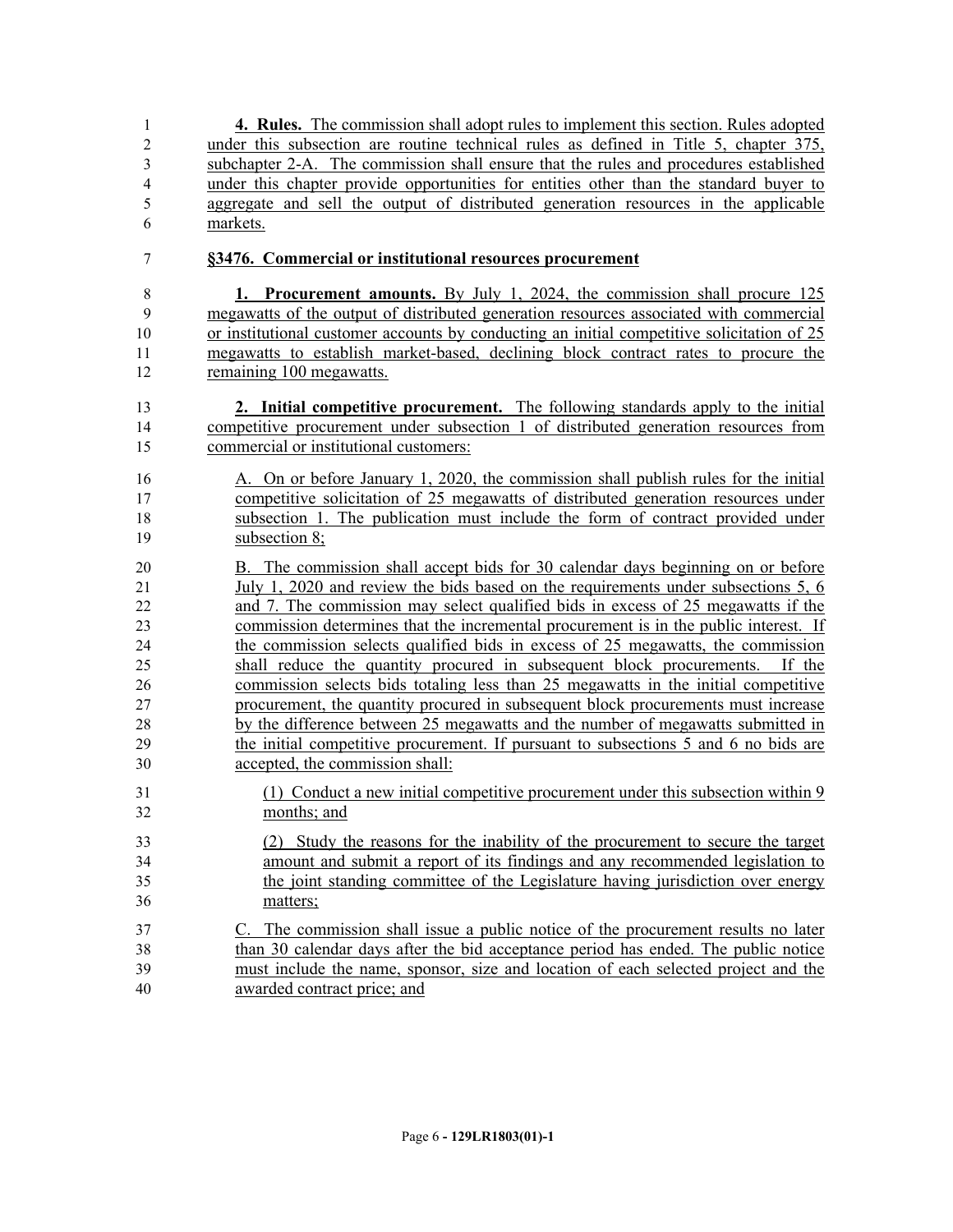**4. Rules.** The commission shall adopt rules to implement this section. Rules adopted under this subsection are routine technical rules as defined in Title 5, chapter 375, subchapter 2-A. The commission shall ensure that the rules and procedures established under this chapter provide opportunities for entities other than the standard buyer to aggregate and sell the output of distributed generation resources in the applicable markets.

**§3476. Commercial or institutional resources procurement**

**1. Procurement amounts.** By July 1, 2024, the commission shall procure 125 megawatts of the output of distributed generation resources associated with commercial or institutional customer accounts by conducting an initial competitive solicitation of 25 megawatts to establish market-based, declining block contract rates to procure the remaining 100 megawatts.

**2. Initial competitive procurement.** The following standards apply to the initial competitive procurement under subsection 1 of distributed generation resources from commercial or institutional customers:

A. On or before January 1, 2020, the commission shall publish rules for the initial competitive solicitation of 25 megawatts of distributed generation resources under subsection 1. The publication must include the form of contract provided under subsection 8;

B. The commission shall accept bids for 30 calendar days beginning on or before July 1, 2020 and review the bids based on the requirements under subsections 5, 6 and 7. The commission may select qualified bids in excess of 25 megawatts if the commission determines that the incremental procurement is in the public interest. If the commission selects qualified bids in excess of 25 megawatts, the commission shall reduce the quantity procured in subsequent block procurements. If the commission selects bids totaling less than 25 megawatts in the initial competitive procurement, the quantity procured in subsequent block procurements must increase by the difference between 25 megawatts and the number of megawatts submitted in the initial competitive procurement. If pursuant to subsections 5 and 6 no bids are accepted, the commission shall:

(1) Conduct a new initial competitive procurement under this subsection within 9 months; and

(2) Study the reasons for the inability of the procurement to secure the target amount and submit a report of its findings and any recommended legislation to the joint standing committee of the Legislature having jurisdiction over energy matters;

C. The commission shall issue a public notice of the procurement results no later than 30 calendar days after the bid acceptance period has ended. The public notice must include the name, sponsor, size and location of each selected project and the awarded contract price; and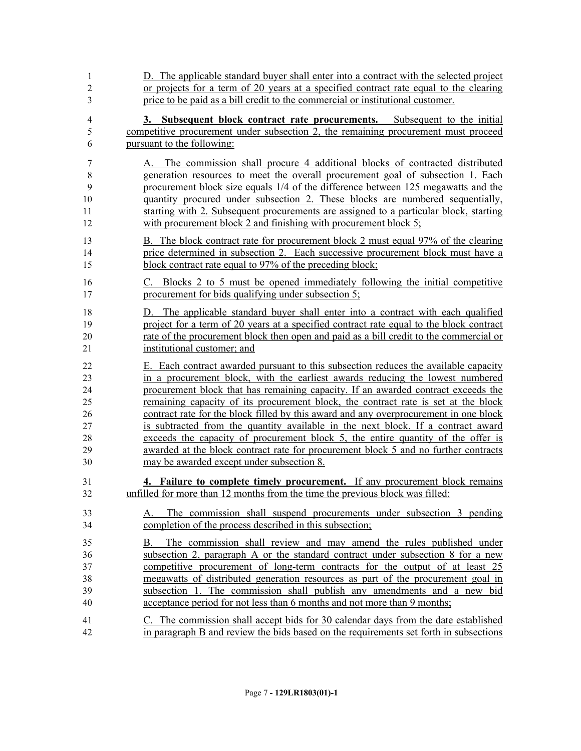D. The applicable standard buyer shall enter into a contract with the selected project or projects for a term of 20 years at a specified contract rate equal to the clearing price to be paid as a bill credit to the commercial or institutional customer.

**3. Subsequent block contract rate procurements.** Subsequent to the initial competitive procurement under subsection 2, the remaining procurement must proceed pursuant to the following:

A. The commission shall procure 4 additional blocks of contracted distributed generation resources to meet the overall procurement goal of subsection 1. Each procurement block size equals 1/4 of the difference between 125 megawatts and the quantity procured under subsection 2. These blocks are numbered sequentially, starting with 2. Subsequent procurements are assigned to a particular block, starting with procurement block 2 and finishing with procurement block 5;

B. The block contract rate for procurement block 2 must equal 97% of the clearing price determined in subsection 2. Each successive procurement block must have a block contract rate equal to 97% of the preceding block;

C. Blocks 2 to 5 must be opened immediately following the initial competitive procurement for bids qualifying under subsection 5;

D. The applicable standard buyer shall enter into a contract with each qualified project for a term of 20 years at a specified contract rate equal to the block contract rate of the procurement block then open and paid as a bill credit to the commercial or institutional customer; and

E. Each contract awarded pursuant to this subsection reduces the available capacity in a procurement block, with the earliest awards reducing the lowest numbered procurement block that has remaining capacity. If an awarded contract exceeds the remaining capacity of its procurement block, the contract rate is set at the block contract rate for the block filled by this award and any overprocurement in one block is subtracted from the quantity available in the next block. If a contract award exceeds the capacity of procurement block 5, the entire quantity of the offer is awarded at the block contract rate for procurement block 5 and no further contracts may be awarded except under subsection 8.

**4. Failure to complete timely procurement.** If any procurement block remains unfilled for more than 12 months from the time the previous block was filled:

A. The commission shall suspend procurements under subsection 3 pending completion of the process described in this subsection;

B. The commission shall review and may amend the rules published under subsection 2, paragraph A or the standard contract under subsection 8 for a new competitive procurement of long-term contracts for the output of at least 25 megawatts of distributed generation resources as part of the procurement goal in subsection 1. The commission shall publish any amendments and a new bid acceptance period for not less than 6 months and not more than 9 months;

C. The commission shall accept bids for 30 calendar days from the date established in paragraph B and review the bids based on the requirements set forth in subsections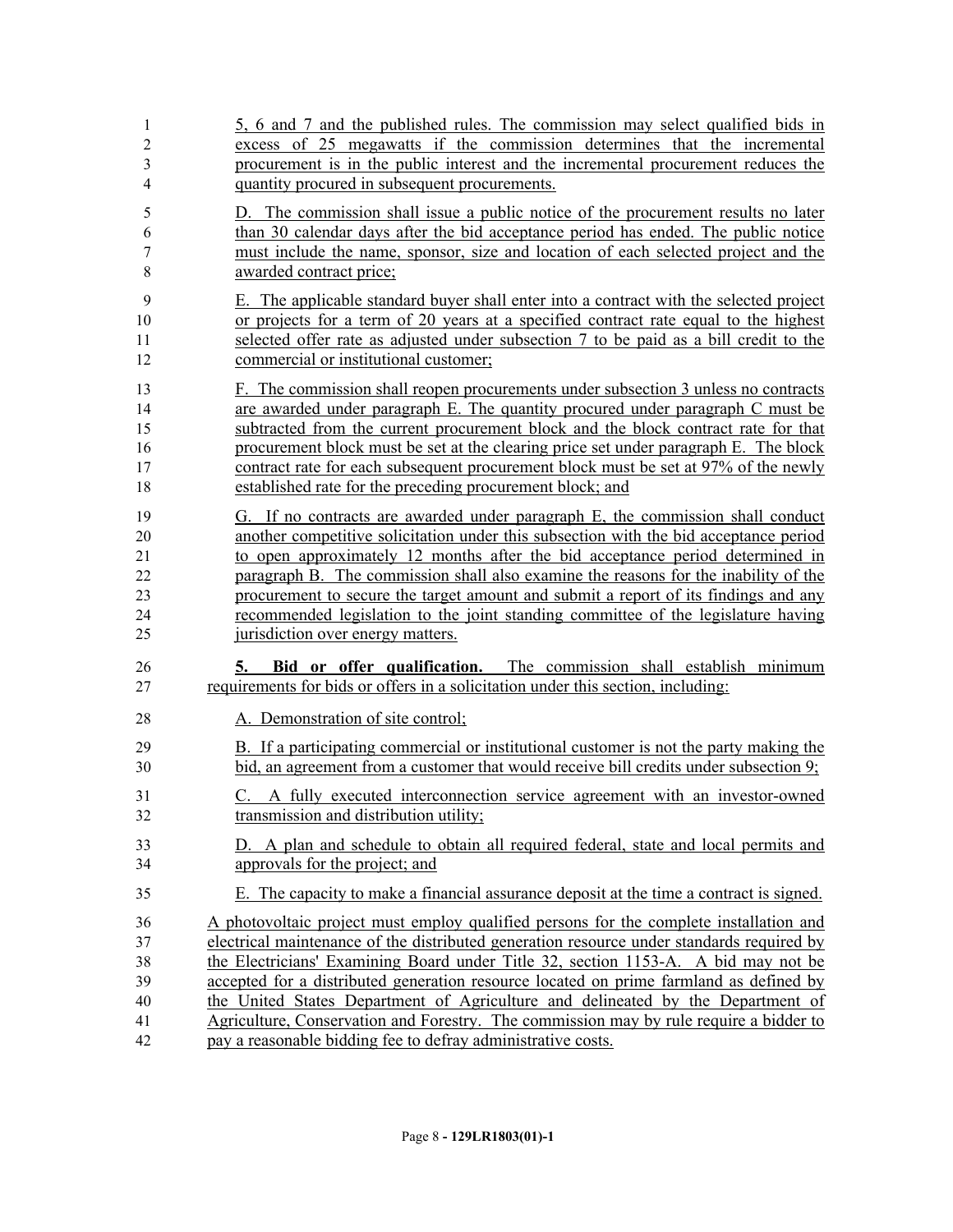5, 6 and 7 and the published rules. The commission may select qualified bids in excess of 25 megawatts if the commission determines that the incremental procurement is in the public interest and the incremental procurement reduces the quantity procured in subsequent procurements.

D. The commission shall issue a public notice of the procurement results no later than 30 calendar days after the bid acceptance period has ended. The public notice must include the name, sponsor, size and location of each selected project and the awarded contract price;

E. The applicable standard buyer shall enter into a contract with the selected project or projects for a term of 20 years at a specified contract rate equal to the highest selected offer rate as adjusted under subsection 7 to be paid as a bill credit to the commercial or institutional customer;

F. The commission shall reopen procurements under subsection 3 unless no contracts are awarded under paragraph E. The quantity procured under paragraph C must be subtracted from the current procurement block and the block contract rate for that procurement block must be set at the clearing price set under paragraph E. The block contract rate for each subsequent procurement block must be set at 97% of the newly established rate for the preceding procurement block; and

G. If no contracts are awarded under paragraph E, the commission shall conduct another competitive solicitation under this subsection with the bid acceptance period to open approximately 12 months after the bid acceptance period determined in paragraph B. The commission shall also examine the reasons for the inability of the procurement to secure the target amount and submit a report of its findings and any recommended legislation to the joint standing committee of the legislature having jurisdiction over energy matters.

**5. Bid or offer qualification.** The commission shall establish minimum requirements for bids or offers in a solicitation under this section, including:

A. Demonstration of site control;

B. If a participating commercial or institutional customer is not the party making the bid, an agreement from a customer that would receive bill credits under subsection 9;

C. A fully executed interconnection service agreement with an investor-owned transmission and distribution utility;

D. A plan and schedule to obtain all required federal, state and local permits and approvals for the project; and

E. The capacity to make a financial assurance deposit at the time a contract is signed.

A photovoltaic project must employ qualified persons for the complete installation and electrical maintenance of the distributed generation resource under standards required by the Electricians' Examining Board under Title 32, section 1153-A. A bid may not be accepted for a distributed generation resource located on prime farmland as defined by the United States Department of Agriculture and delineated by the Department of Agriculture, Conservation and Forestry. The commission may by rule require a bidder to pay a reasonable bidding fee to defray administrative costs.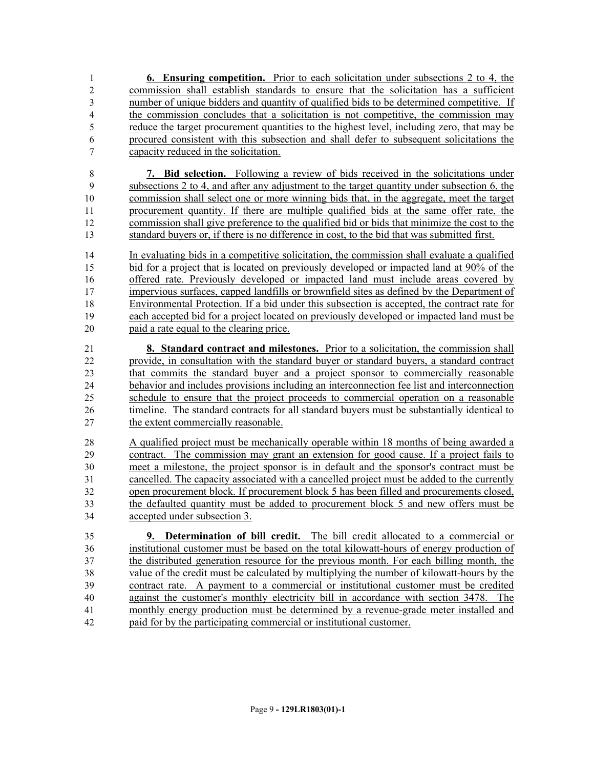**6. Ensuring competition.** Prior to each solicitation under subsections 2 to 4, the commission shall establish standards to ensure that the solicitation has a sufficient number of unique bidders and quantity of qualified bids to be determined competitive. If the commission concludes that a solicitation is not competitive, the commission may reduce the target procurement quantities to the highest level, including zero, that may be procured consistent with this subsection and shall defer to subsequent solicitations the capacity reduced in the solicitation.

**7. Bid selection.** Following a review of bids received in the solicitations under subsections 2 to 4, and after any adjustment to the target quantity under subsection 6, the commission shall select one or more winning bids that, in the aggregate, meet the target procurement quantity. If there are multiple qualified bids at the same offer rate, the commission shall give preference to the qualified bid or bids that minimize the cost to the standard buyers or, if there is no difference in cost, to the bid that was submitted first.

In evaluating bids in a competitive solicitation, the commission shall evaluate a qualified bid for a project that is located on previously developed or impacted land at 90% of the offered rate. Previously developed or impacted land must include areas covered by impervious surfaces, capped landfills or brownfield sites as defined by the Department of Environmental Protection. If a bid under this subsection is accepted, the contract rate for each accepted bid for a project located on previously developed or impacted land must be paid a rate equal to the clearing price.

**8. Standard contract and milestones.** Prior to a solicitation, the commission shall provide, in consultation with the standard buyer or standard buyers, a standard contract that commits the standard buyer and a project sponsor to commercially reasonable behavior and includes provisions including an interconnection fee list and interconnection schedule to ensure that the project proceeds to commercial operation on a reasonable timeline. The standard contracts for all standard buyers must be substantially identical to the extent commercially reasonable.

A qualified project must be mechanically operable within 18 months of being awarded a contract. The commission may grant an extension for good cause. If a project fails to meet a milestone, the project sponsor is in default and the sponsor's contract must be cancelled. The capacity associated with a cancelled project must be added to the currently open procurement block. If procurement block 5 has been filled and procurements closed, the defaulted quantity must be added to procurement block 5 and new offers must be accepted under subsection 3.

**9. Determination of bill credit.** The bill credit allocated to a commercial or institutional customer must be based on the total kilowatt-hours of energy production of the distributed generation resource for the previous month. For each billing month, the value of the credit must be calculated by multiplying the number of kilowatt-hours by the contract rate. A payment to a commercial or institutional customer must be credited against the customer's monthly electricity bill in accordance with section 3478. The monthly energy production must be determined by a revenue-grade meter installed and paid for by the participating commercial or institutional customer.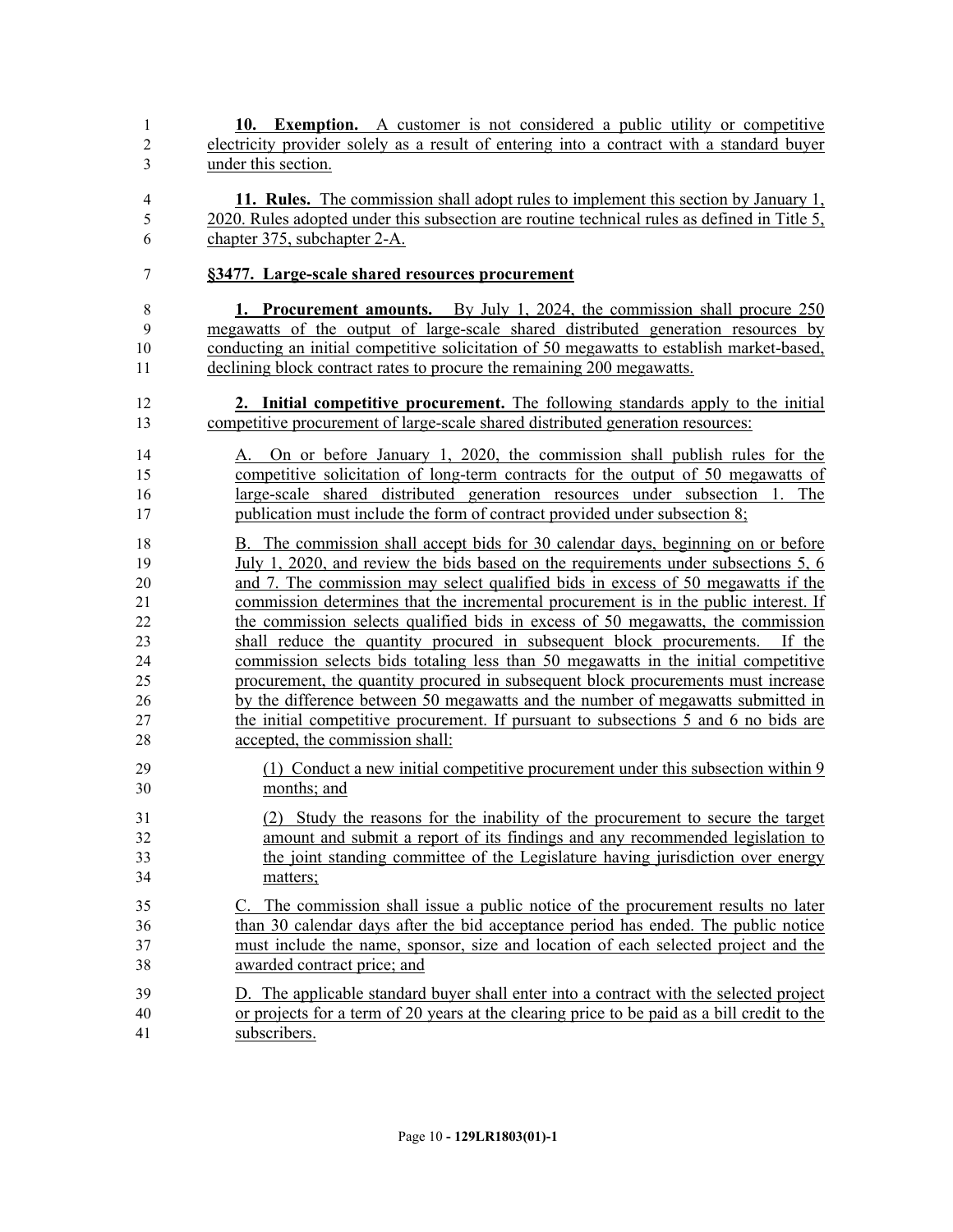**10. Exemption.** A customer is not considered a public utility or competitive electricity provider solely as a result of entering into a contract with a standard buyer under this section.

**11. Rules.** The commission shall adopt rules to implement this section by January 1, 2020. Rules adopted under this subsection are routine technical rules as defined in Title 5, chapter 375, subchapter 2-A.

**§3477. Large-scale shared resources procurement**

**1. Procurement amounts.** By July 1, 2024, the commission shall procure 250 megawatts of the output of large-scale shared distributed generation resources by conducting an initial competitive solicitation of 50 megawatts to establish market-based, declining block contract rates to procure the remaining 200 megawatts.

**2. Initial competitive procurement.** The following standards apply to the initial competitive procurement of large-scale shared distributed generation resources:

A. On or before January 1, 2020, the commission shall publish rules for the competitive solicitation of long-term contracts for the output of 50 megawatts of large-scale shared distributed generation resources under subsection 1. The publication must include the form of contract provided under subsection 8;

B. The commission shall accept bids for 30 calendar days, beginning on or before July 1, 2020, and review the bids based on the requirements under subsections 5, 6 and 7. The commission may select qualified bids in excess of 50 megawatts if the commission determines that the incremental procurement is in the public interest. If the commission selects qualified bids in excess of 50 megawatts, the commission shall reduce the quantity procured in subsequent block procurements. If the commission selects bids totaling less than 50 megawatts in the initial competitive procurement, the quantity procured in subsequent block procurements must increase by the difference between 50 megawatts and the number of megawatts submitted in the initial competitive procurement. If pursuant to subsections 5 and 6 no bids are accepted, the commission shall:

(1) Conduct a new initial competitive procurement under this subsection within 9 months; and

(2) Study the reasons for the inability of the procurement to secure the target amount and submit a report of its findings and any recommended legislation to the joint standing committee of the Legislature having jurisdiction over energy matters;

C. The commission shall issue a public notice of the procurement results no later than 30 calendar days after the bid acceptance period has ended. The public notice must include the name, sponsor, size and location of each selected project and the awarded contract price; and

D. The applicable standard buyer shall enter into a contract with the selected project or projects for a term of 20 years at the clearing price to be paid as a bill credit to the subscribers.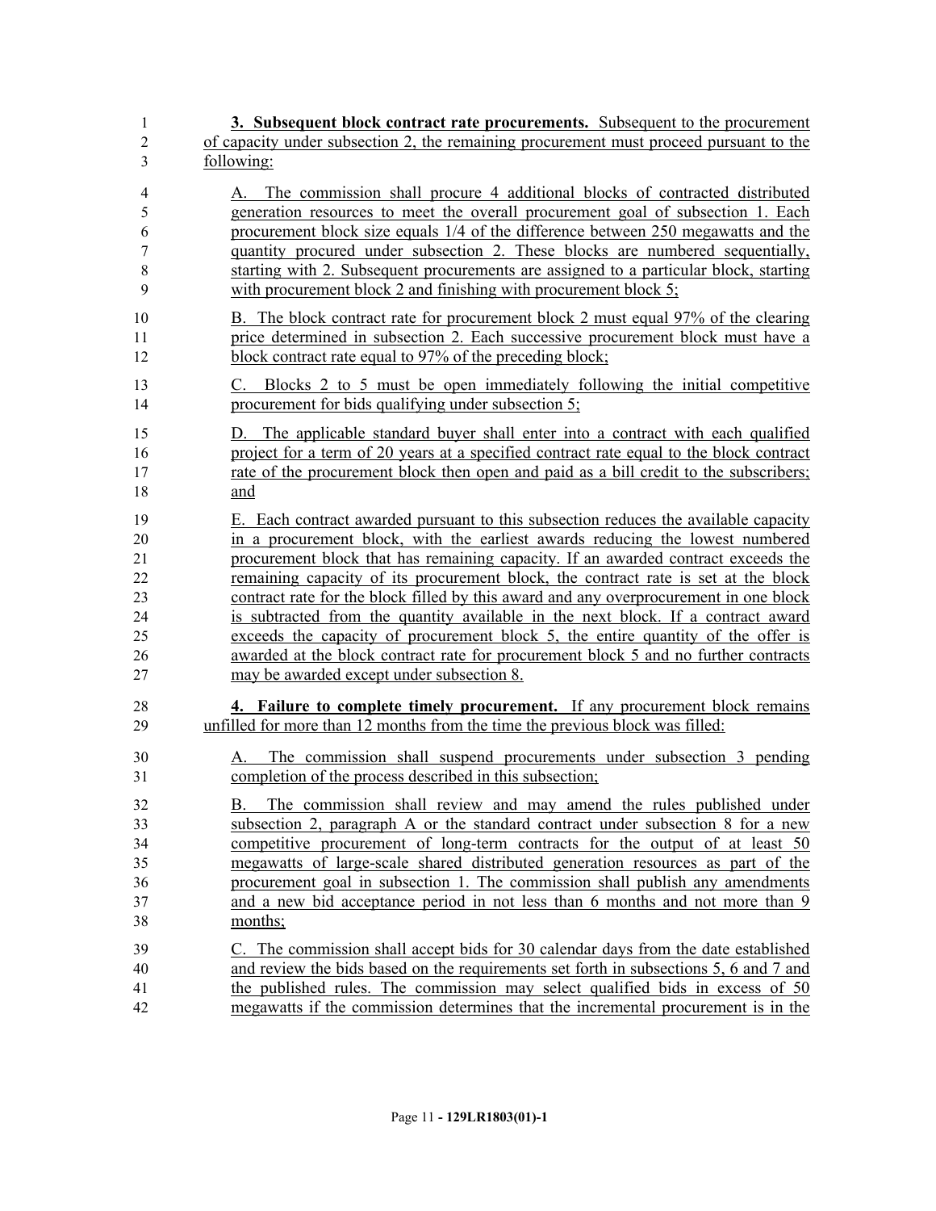**3. Subsequent block contract rate procurements.** Subsequent to the procurement of capacity under subsection 2, the remaining procurement must proceed pursuant to the following:

A. The commission shall procure 4 additional blocks of contracted distributed generation resources to meet the overall procurement goal of subsection 1. Each procurement block size equals 1/4 of the difference between 250 megawatts and the quantity procured under subsection 2. These blocks are numbered sequentially, starting with 2. Subsequent procurements are assigned to a particular block, starting with procurement block 2 and finishing with procurement block 5;

B. The block contract rate for procurement block 2 must equal 97% of the clearing price determined in subsection 2. Each successive procurement block must have a block contract rate equal to 97% of the preceding block;

C. Blocks 2 to 5 must be open immediately following the initial competitive procurement for bids qualifying under subsection 5;

D. The applicable standard buyer shall enter into a contract with each qualified project for a term of 20 years at a specified contract rate equal to the block contract rate of the procurement block then open and paid as a bill credit to the subscribers; and

E. Each contract awarded pursuant to this subsection reduces the available capacity in a procurement block, with the earliest awards reducing the lowest numbered procurement block that has remaining capacity. If an awarded contract exceeds the remaining capacity of its procurement block, the contract rate is set at the block contract rate for the block filled by this award and any overprocurement in one block is subtracted from the quantity available in the next block. If a contract award exceeds the capacity of procurement block 5, the entire quantity of the offer is awarded at the block contract rate for procurement block 5 and no further contracts may be awarded except under subsection 8.

**4. Failure to complete timely procurement.** If any procurement block remains unfilled for more than 12 months from the time the previous block was filled:

A. The commission shall suspend procurements under subsection 3 pending completion of the process described in this subsection;

B. The commission shall review and may amend the rules published under subsection 2, paragraph A or the standard contract under subsection 8 for a new competitive procurement of long-term contracts for the output of at least 50 megawatts of large-scale shared distributed generation resources as part of the procurement goal in subsection 1. The commission shall publish any amendments and a new bid acceptance period in not less than 6 months and not more than 9 months;

C. The commission shall accept bids for 30 calendar days from the date established and review the bids based on the requirements set forth in subsections 5, 6 and 7 and the published rules. The commission may select qualified bids in excess of 50 megawatts if the commission determines that the incremental procurement is in the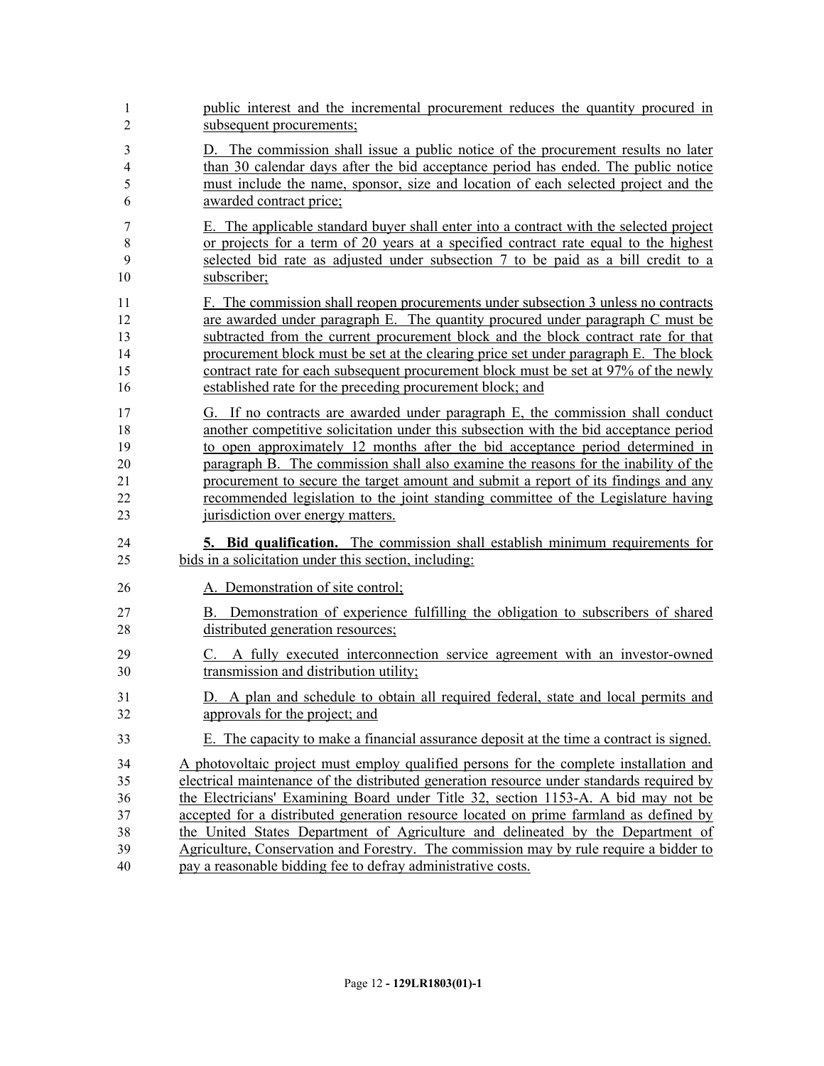public interest and the incremental procurement reduces the quantity procured in subsequent procurements;

D. The commission shall issue a public notice of the procurement results no later than 30 calendar days after the bid acceptance period has ended. The public notice must include the name, sponsor, size and location of each selected project and the awarded contract price;

E. The applicable standard buyer shall enter into a contract with the selected project or projects for a term of 20 years at a specified contract rate equal to the highest selected bid rate as adjusted under subsection 7 to be paid as a bill credit to a subscriber;

F. The commission shall reopen procurements under subsection 3 unless no contracts are awarded under paragraph E. The quantity procured under paragraph C must be subtracted from the current procurement block and the block contract rate for that procurement block must be set at the clearing price set under paragraph E. The block contract rate for each subsequent procurement block must be set at 97% of the newly established rate for the preceding procurement block; and

G. If no contracts are awarded under paragraph E, the commission shall conduct another competitive solicitation under this subsection with the bid acceptance period to open approximately 12 months after the bid acceptance period determined in paragraph B. The commission shall also examine the reasons for the inability of the procurement to secure the target amount and submit a report of its findings and any recommended legislation to the joint standing committee of the Legislature having jurisdiction over energy matters.

**5. Bid qualification.** The commission shall establish minimum requirements for bids in a solicitation under this section, including:

A. Demonstration of site control;

B. Demonstration of experience fulfilling the obligation to subscribers of shared distributed generation resources;

C. A fully executed interconnection service agreement with an investor-owned transmission and distribution utility;

D. A plan and schedule to obtain all required federal, state and local permits and approvals for the project; and

E. The capacity to make a financial assurance deposit at the time a contract is signed.

A photovoltaic project must employ qualified persons for the complete installation and electrical maintenance of the distributed generation resource under standards required by the Electricians' Examining Board under Title 32, section 1153-A. A bid may not be accepted for a distributed generation resource located on prime farmland as defined by the United States Department of Agriculture and delineated by the Department of Agriculture, Conservation and Forestry. The commission may by rule require a bidder to pay a reasonable bidding fee to defray administrative costs.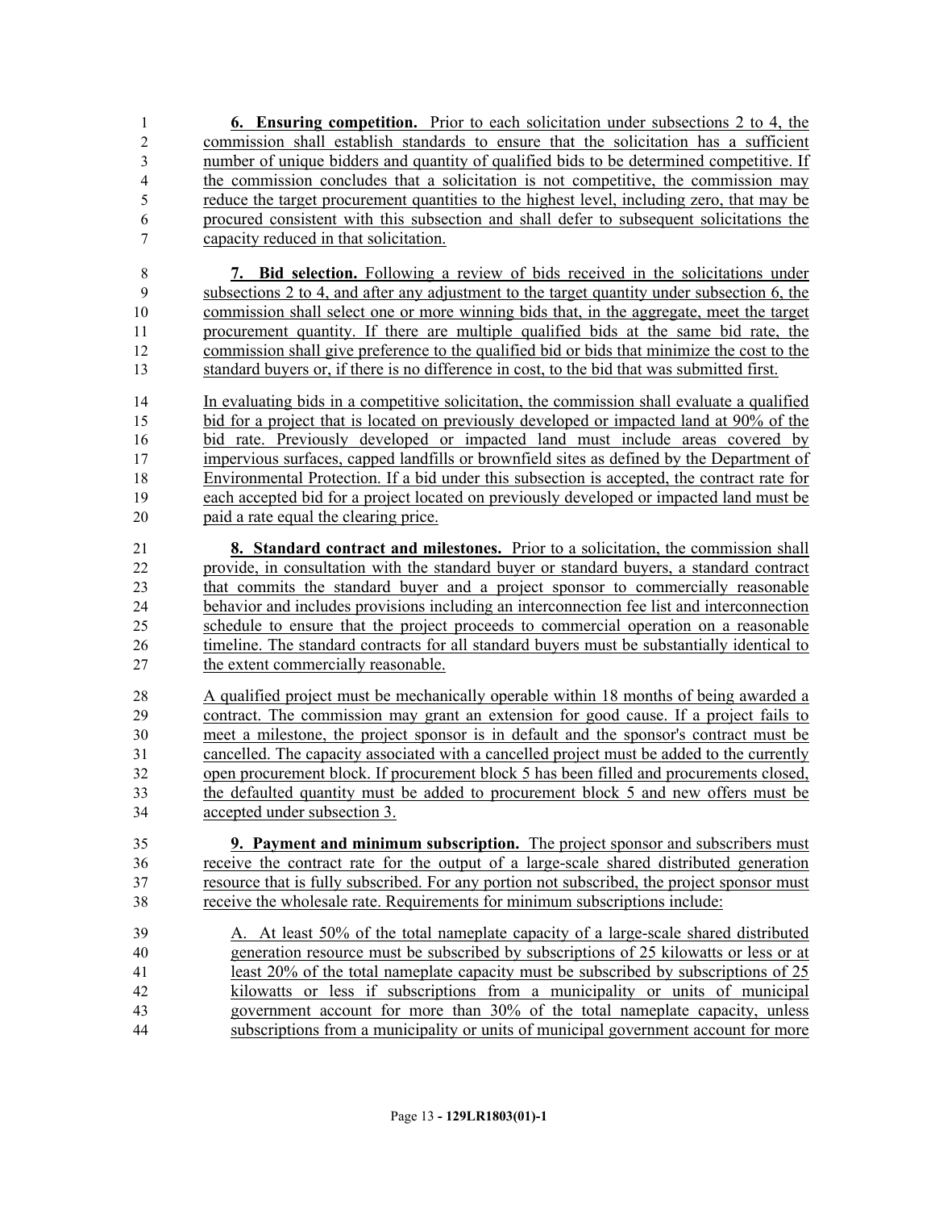**6. Ensuring competition.** Prior to each solicitation under subsections 2 to 4, the commission shall establish standards to ensure that the solicitation has a sufficient number of unique bidders and quantity of qualified bids to be determined competitive. If the commission concludes that a solicitation is not competitive, the commission may reduce the target procurement quantities to the highest level, including zero, that may be procured consistent with this subsection and shall defer to subsequent solicitations the capacity reduced in that solicitation.

**7. Bid selection.** Following a review of bids received in the solicitations under subsections 2 to 4, and after any adjustment to the target quantity under subsection 6, the commission shall select one or more winning bids that, in the aggregate, meet the target procurement quantity. If there are multiple qualified bids at the same bid rate, the commission shall give preference to the qualified bid or bids that minimize the cost to the standard buyers or, if there is no difference in cost, to the bid that was submitted first.

In evaluating bids in a competitive solicitation, the commission shall evaluate a qualified bid for a project that is located on previously developed or impacted land at 90% of the bid rate. Previously developed or impacted land must include areas covered by impervious surfaces, capped landfills or brownfield sites as defined by the Department of Environmental Protection. If a bid under this subsection is accepted, the contract rate for each accepted bid for a project located on previously developed or impacted land must be paid a rate equal the clearing price.

**8. Standard contract and milestones.** Prior to a solicitation, the commission shall provide, in consultation with the standard buyer or standard buyers, a standard contract that commits the standard buyer and a project sponsor to commercially reasonable behavior and includes provisions including an interconnection fee list and interconnection schedule to ensure that the project proceeds to commercial operation on a reasonable timeline. The standard contracts for all standard buyers must be substantially identical to the extent commercially reasonable.

A qualified project must be mechanically operable within 18 months of being awarded a contract. The commission may grant an extension for good cause. If a project fails to meet a milestone, the project sponsor is in default and the sponsor's contract must be cancelled. The capacity associated with a cancelled project must be added to the currently open procurement block. If procurement block 5 has been filled and procurements closed, the defaulted quantity must be added to procurement block 5 and new offers must be accepted under subsection 3.

**9. Payment and minimum subscription.** The project sponsor and subscribers must receive the contract rate for the output of a large-scale shared distributed generation resource that is fully subscribed. For any portion not subscribed, the project sponsor must receive the wholesale rate. Requirements for minimum subscriptions include:

A. At least 50% of the total nameplate capacity of a large-scale shared distributed generation resource must be subscribed by subscriptions of 25 kilowatts or less or at least 20% of the total nameplate capacity must be subscribed by subscriptions of 25 kilowatts or less if subscriptions from a municipality or units of municipal government account for more than 30% of the total nameplate capacity, unless subscriptions from a municipality or units of municipal government account for more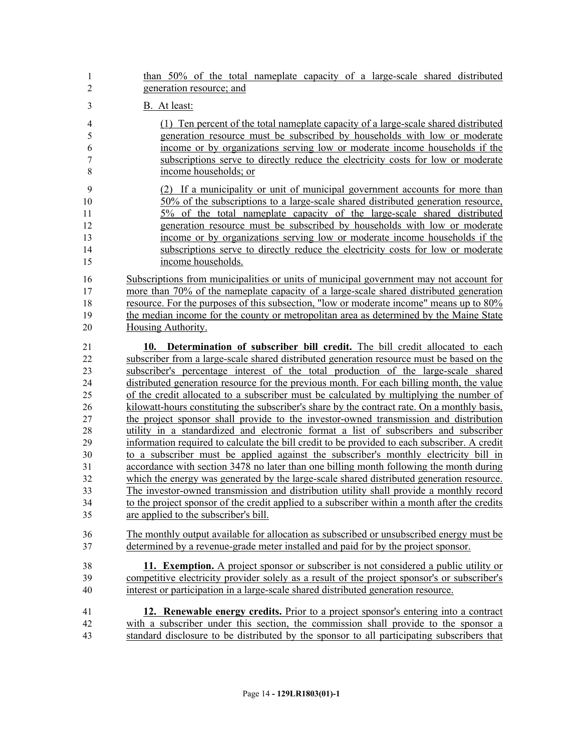than 50% of the total nameplate capacity of a large-scale shared distributed generation resource; and

B. At least:

(1) Ten percent of the total nameplate capacity of a large-scale shared distributed generation resource must be subscribed by households with low or moderate income or by organizations serving low or moderate income households if the subscriptions serve to directly reduce the electricity costs for low or moderate income households; or

(2) If a municipality or unit of municipal government accounts for more than 50% of the subscriptions to a large-scale shared distributed generation resource, 5% of the total nameplate capacity of the large-scale shared distributed generation resource must be subscribed by households with low or moderate income or by organizations serving low or moderate income households if the subscriptions serve to directly reduce the electricity costs for low or moderate income households.

Subscriptions from municipalities or units of municipal government may not account for more than 70% of the nameplate capacity of a large-scale shared distributed generation resource. For the purposes of this subsection, "low or moderate income" means up to 80% the median income for the county or metropolitan area as determined by the Maine State Housing Authority.

**10. Determination of subscriber bill credit.** The bill credit allocated to each subscriber from a large-scale shared distributed generation resource must be based on the subscriber's percentage interest of the total production of the large-scale shared distributed generation resource for the previous month. For each billing month, the value of the credit allocated to a subscriber must be calculated by multiplying the number of kilowatt-hours constituting the subscriber's share by the contract rate. On a monthly basis, the project sponsor shall provide to the investor-owned transmission and distribution utility in a standardized and electronic format a list of subscribers and subscriber information required to calculate the bill credit to be provided to each subscriber. A credit to a subscriber must be applied against the subscriber's monthly electricity bill in accordance with section 3478 no later than one billing month following the month during which the energy was generated by the large-scale shared distributed generation resource. The investor-owned transmission and distribution utility shall provide a monthly record to the project sponsor of the credit applied to a subscriber within a month after the credits are applied to the subscriber's bill.

The monthly output available for allocation as subscribed or unsubscribed energy must be determined by a revenue-grade meter installed and paid for by the project sponsor.

**11. Exemption.** A project sponsor or subscriber is not considered a public utility or competitive electricity provider solely as a result of the project sponsor's or subscriber's interest or participation in a large-scale shared distributed generation resource.

**12. Renewable energy credits.** Prior to a project sponsor's entering into a contract with a subscriber under this section, the commission shall provide to the sponsor a standard disclosure to be distributed by the sponsor to all participating subscribers that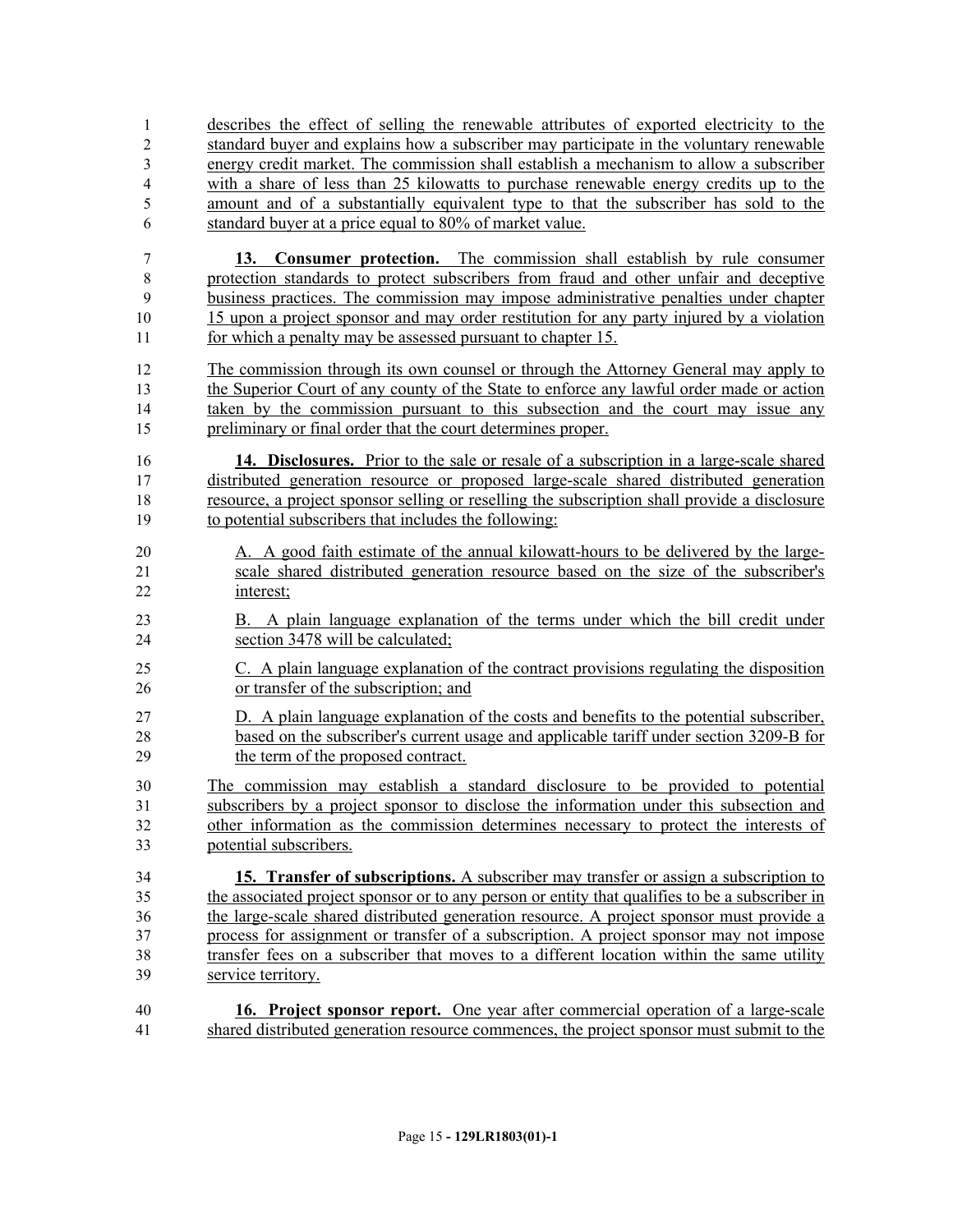describes the effect of selling the renewable attributes of exported electricity to the standard buyer and explains how a subscriber may participate in the voluntary renewable energy credit market. The commission shall establish a mechanism to allow a subscriber with a share of less than 25 kilowatts to purchase renewable energy credits up to the amount and of a substantially equivalent type to that the subscriber has sold to the standard buyer at a price equal to 80% of market value.

**13. Consumer protection.** The commission shall establish by rule consumer protection standards to protect subscribers from fraud and other unfair and deceptive business practices. The commission may impose administrative penalties under chapter 15 upon a project sponsor and may order restitution for any party injured by a violation for which a penalty may be assessed pursuant to chapter 15.

The commission through its own counsel or through the Attorney General may apply to the Superior Court of any county of the State to enforce any lawful order made or action taken by the commission pursuant to this subsection and the court may issue any preliminary or final order that the court determines proper.

**14. Disclosures.** Prior to the sale or resale of a subscription in a large-scale shared distributed generation resource or proposed large-scale shared distributed generation resource, a project sponsor selling or reselling the subscription shall provide a disclosure to potential subscribers that includes the following:

A. A good faith estimate of the annual kilowatt-hours to be delivered by the large-scale shared distributed generation resource based on the size of the subscriber's interest;

B. A plain language explanation of the terms under which the bill credit under section 3478 will be calculated;

C. A plain language explanation of the contract provisions regulating the disposition or transfer of the subscription; and

D. A plain language explanation of the costs and benefits to the potential subscriber, based on the subscriber's current usage and applicable tariff under section 3209-B for the term of the proposed contract.

The commission may establish a standard disclosure to be provided to potential subscribers by a project sponsor to disclose the information under this subsection and other information as the commission determines necessary to protect the interests of potential subscribers.

**15. Transfer of subscriptions.** A subscriber may transfer or assign a subscription to the associated project sponsor or to any person or entity that qualifies to be a subscriber in the large-scale shared distributed generation resource. A project sponsor must provide a process for assignment or transfer of a subscription. A project sponsor may not impose transfer fees on a subscriber that moves to a different location within the same utility service territory.

**16. Project sponsor report.** One year after commercial operation of a large-scale shared distributed generation resource commences, the project sponsor must submit to the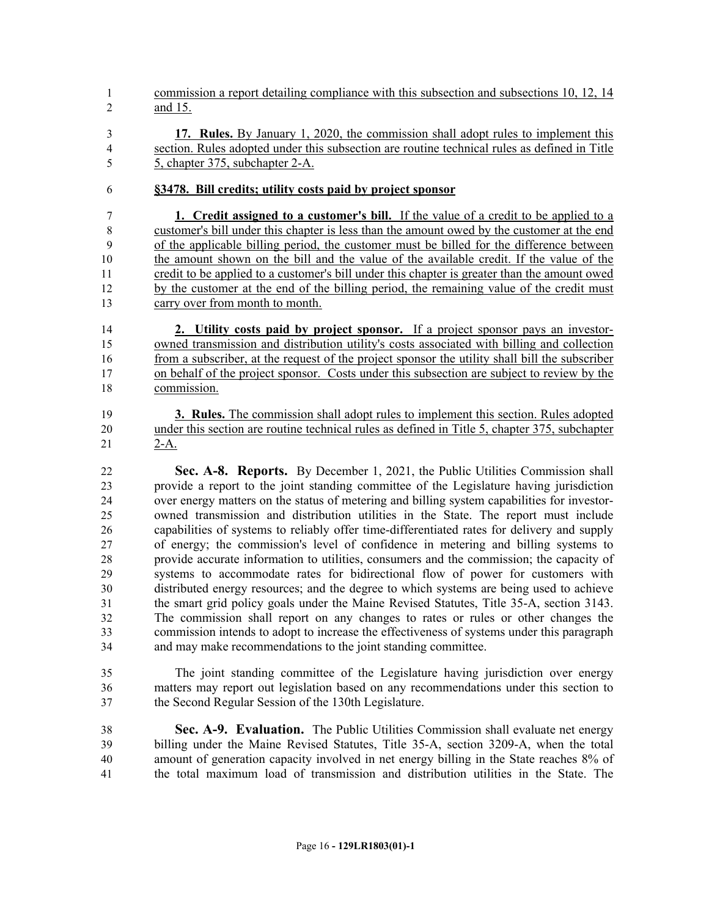commission a report detailing compliance with this subsection and subsections 10, 12, 14 and 15.

**17. Rules.** By January 1, 2020, the commission shall adopt rules to implement this section. Rules adopted under this subsection are routine technical rules as defined in Title 5, chapter 375, subchapter 2-A.

**§3478. Bill credits; utility costs paid by project sponsor**

**1. Credit assigned to a customer's bill.** If the value of a credit to be applied to a customer's bill under this chapter is less than the amount owed by the customer at the end of the applicable billing period, the customer must be billed for the difference between the amount shown on the bill and the value of the available credit. If the value of the credit to be applied to a customer's bill under this chapter is greater than the amount owed by the customer at the end of the billing period, the remaining value of the credit must carry over from month to month.

**2. Utility costs paid by project sponsor.** If a project sponsor pays an investor-owned transmission and distribution utility's costs associated with billing and collection from a subscriber, at the request of the project sponsor the utility shall bill the subscriber on behalf of the project sponsor. Costs under this subsection are subject to review by the commission.

**3. Rules.** The commission shall adopt rules to implement this section. Rules adopted under this section are routine technical rules as defined in Title 5, chapter 375, subchapter 2-A.

**Sec. A-8. Reports.** By December 1, 2021, the Public Utilities Commission shall provide a report to the joint standing committee of the Legislature having jurisdiction over energy matters on the status of metering and billing system capabilities for investor-owned transmission and distribution utilities in the State. The report must include capabilities of systems to reliably offer time-differentiated rates for delivery and supply of energy; the commission's level of confidence in metering and billing systems to provide accurate information to utilities, consumers and the commission; the capacity of systems to accommodate rates for bidirectional flow of power for customers with distributed energy resources; and the degree to which systems are being used to achieve the smart grid policy goals under the Maine Revised Statutes, Title 35-A, section 3143. The commission shall report on any changes to rates or rules or other changes the commission intends to adopt to increase the effectiveness of systems under this paragraph and may make recommendations to the joint standing committee.

The joint standing committee of the Legislature having jurisdiction over energy matters may report out legislation based on any recommendations under this section to the Second Regular Session of the 130th Legislature.

**Sec. A-9. Evaluation.** The Public Utilities Commission shall evaluate net energy billing under the Maine Revised Statutes, Title 35-A, section 3209-A, when the total amount of generation capacity involved in net energy billing in the State reaches 8% of the total maximum load of transmission and distribution utilities in the State. The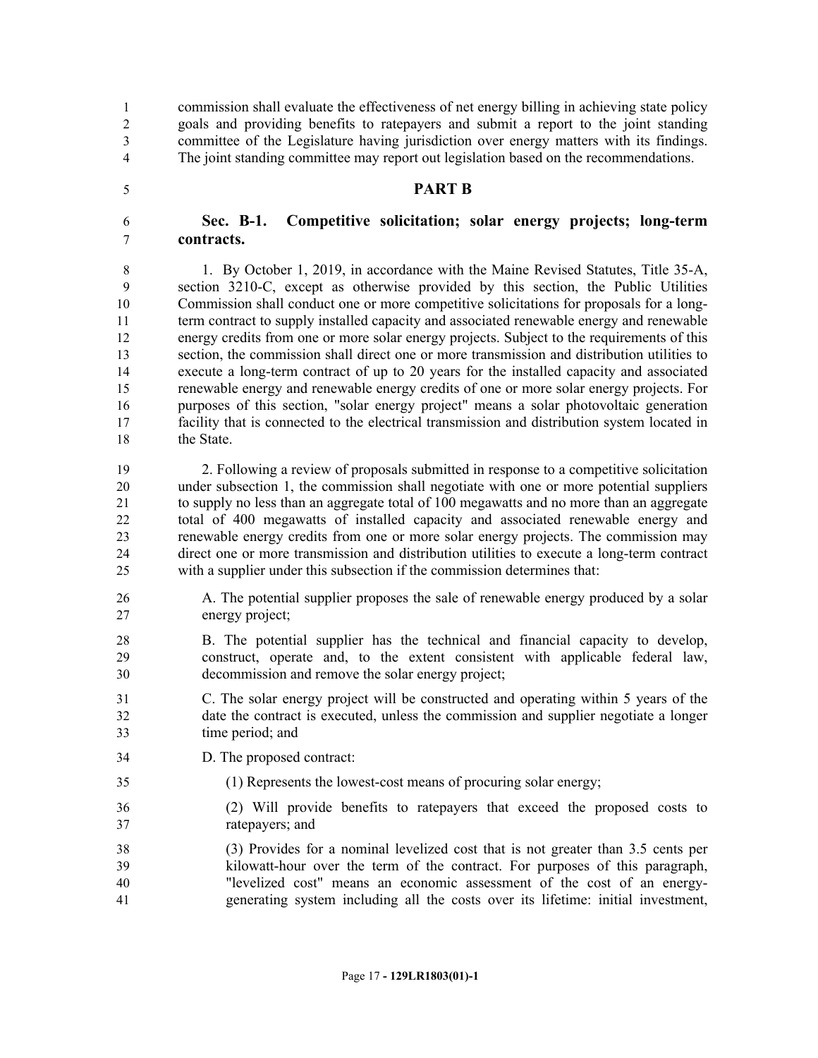commission shall evaluate the effectiveness of net energy billing in achieving state policy goals and providing benefits to ratepayers and submit a report to the joint standing committee of the Legislature having jurisdiction over energy matters with its findings. The joint standing committee may report out legislation based on the recommendations.

## PART B

**Sec. B-1. Competitive solicitation; solar energy projects; long-term contracts.**

1. By October 1, 2019, in accordance with the Maine Revised Statutes, Title 35-A, section 3210-C, except as otherwise provided by this section, the Public Utilities Commission shall conduct one or more competitive solicitations for proposals for a long-term contract to supply installed capacity and associated renewable energy and renewable energy credits from one or more solar energy projects. Subject to the requirements of this section, the commission shall direct one or more transmission and distribution utilities to execute a long-term contract of up to 20 years for the installed capacity and associated renewable energy and renewable energy credits of one or more solar energy projects. For purposes of this section, "solar energy project" means a solar photovoltaic generation facility that is connected to the electrical transmission and distribution system located in the State.

2. Following a review of proposals submitted in response to a competitive solicitation under subsection 1, the commission shall negotiate with one or more potential suppliers to supply no less than an aggregate total of 100 megawatts and no more than an aggregate total of 400 megawatts of installed capacity and associated renewable energy and renewable energy credits from one or more solar energy projects. The commission may direct one or more transmission and distribution utilities to execute a long-term contract with a supplier under this subsection if the commission determines that:

A. The potential supplier proposes the sale of renewable energy produced by a solar energy project;

B. The potential supplier has the technical and financial capacity to develop, construct, operate and, to the extent consistent with applicable federal law, decommission and remove the solar energy project;

C. The solar energy project will be constructed and operating within 5 years of the date the contract is executed, unless the commission and supplier negotiate a longer time period; and

D. The proposed contract:

(1) Represents the lowest-cost means of procuring solar energy;

(2) Will provide benefits to ratepayers that exceed the proposed costs to ratepayers; and

(3) Provides for a nominal levelized cost that is not greater than 3.5 cents per kilowatt-hour over the term of the contract. For purposes of this paragraph, "levelized cost" means an economic assessment of the cost of an energy-generating system including all the costs over its lifetime: initial investment,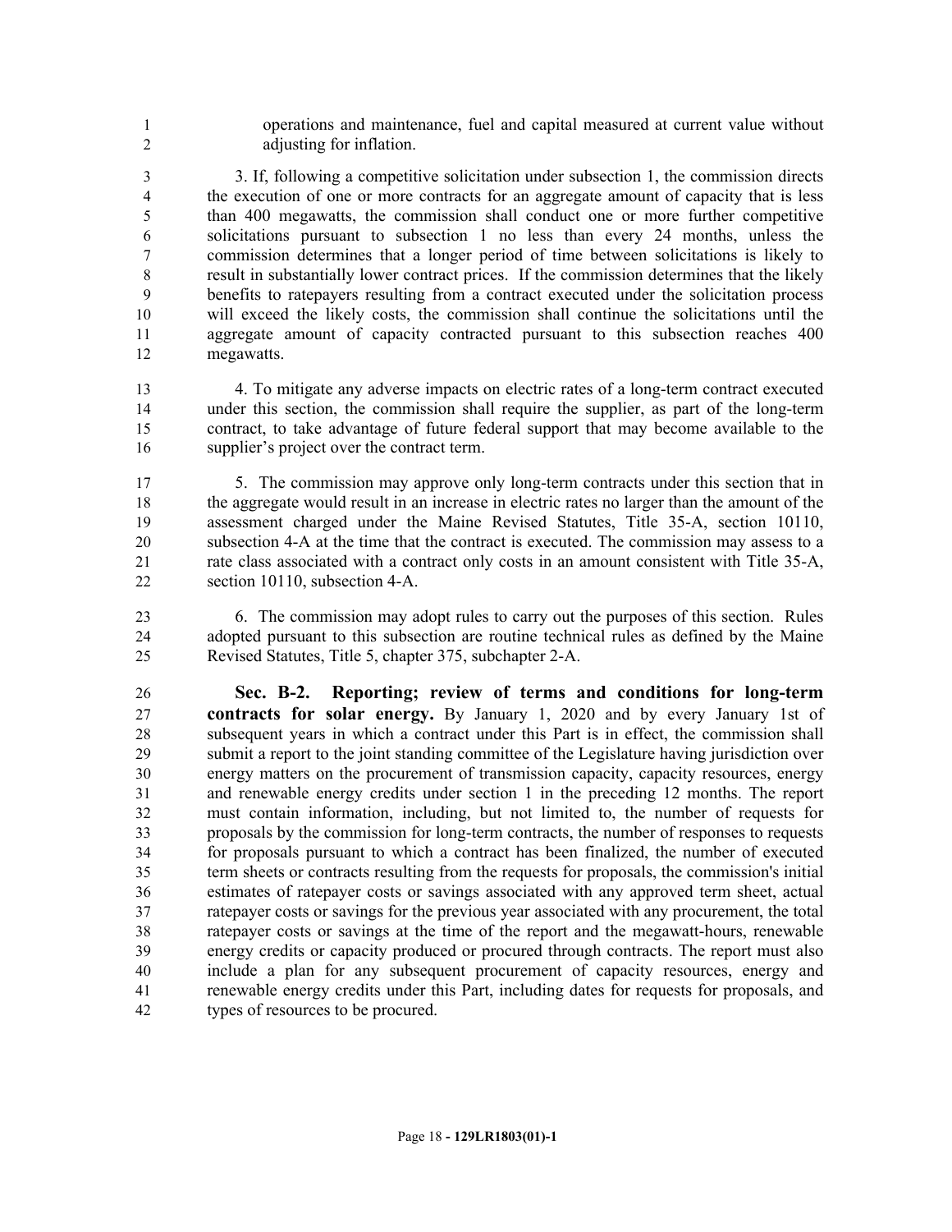operations and maintenance, fuel and capital measured at current value without adjusting for inflation.

3. If, following a competitive solicitation under subsection 1, the commission directs the execution of one or more contracts for an aggregate amount of capacity that is less than 400 megawatts, the commission shall conduct one or more further competitive solicitations pursuant to subsection 1 no less than every 24 months, unless the commission determines that a longer period of time between solicitations is likely to result in substantially lower contract prices. If the commission determines that the likely benefits to ratepayers resulting from a contract executed under the solicitation process will exceed the likely costs, the commission shall continue the solicitations until the aggregate amount of capacity contracted pursuant to this subsection reaches 400 megawatts.

4. To mitigate any adverse impacts on electric rates of a long-term contract executed under this section, the commission shall require the supplier, as part of the long-term contract, to take advantage of future federal support that may become available to the supplier's project over the contract term.

5. The commission may approve only long-term contracts under this section that in the aggregate would result in an increase in electric rates no larger than the amount of the assessment charged under the Maine Revised Statutes, Title 35-A, section 10110, subsection 4-A at the time that the contract is executed. The commission may assess to a rate class associated with a contract only costs in an amount consistent with Title 35-A, section 10110, subsection 4-A.

6. The commission may adopt rules to carry out the purposes of this section. Rules adopted pursuant to this subsection are routine technical rules as defined by the Maine Revised Statutes, Title 5, chapter 375, subchapter 2-A.

**Sec. B-2. Reporting; review of terms and conditions for long-term contracts for solar energy.** By January 1, 2020 and by every January 1st of subsequent years in which a contract under this Part is in effect, the commission shall submit a report to the joint standing committee of the Legislature having jurisdiction over energy matters on the procurement of transmission capacity, capacity resources, energy and renewable energy credits under section 1 in the preceding 12 months. The report must contain information, including, but not limited to, the number of requests for proposals by the commission for long-term contracts, the number of responses to requests for proposals pursuant to which a contract has been finalized, the number of executed term sheets or contracts resulting from the requests for proposals, the commission's initial estimates of ratepayer costs or savings associated with any approved term sheet, actual ratepayer costs or savings for the previous year associated with any procurement, the total ratepayer costs or savings at the time of the report and the megawatt-hours, renewable energy credits or capacity produced or procured through contracts. The report must also include a plan for any subsequent procurement of capacity resources, energy and renewable energy credits under this Part, including dates for requests for proposals, and types of resources to be procured.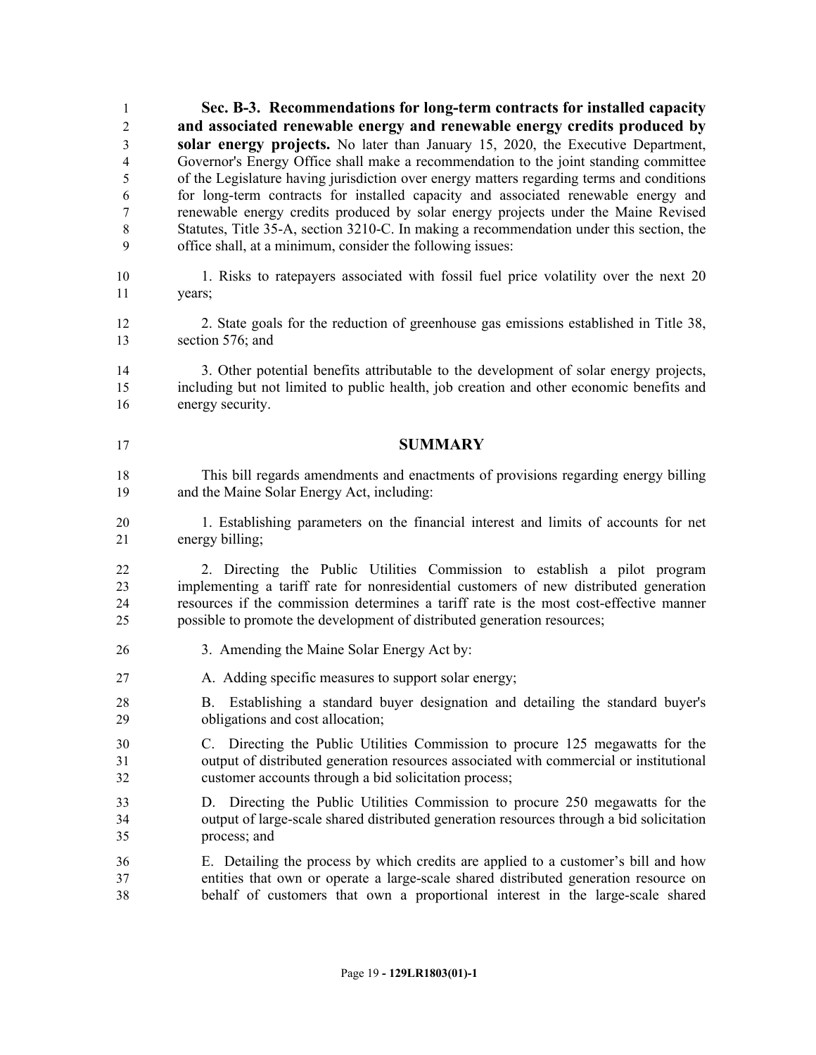**Sec. B-3. Recommendations for long-term contracts for installed capacity and associated renewable energy and renewable energy credits produced by solar energy projects.** No later than January 15, 2020, the Executive Department, Governor's Energy Office shall make a recommendation to the joint standing committee of the Legislature having jurisdiction over energy matters regarding terms and conditions for long-term contracts for installed capacity and associated renewable energy and renewable energy credits produced by solar energy projects under the Maine Revised Statutes, Title 35-A, section 3210-C. In making a recommendation under this section, the office shall, at a minimum, consider the following issues:

1. Risks to ratepayers associated with fossil fuel price volatility over the next 20 years;

2. State goals for the reduction of greenhouse gas emissions established in Title 38, section 576; and

3. Other potential benefits attributable to the development of solar energy projects, including but not limited to public health, job creation and other economic benefits and energy security.

## SUMMARY

This bill regards amendments and enactments of provisions regarding energy billing and the Maine Solar Energy Act, including:

1. Establishing parameters on the financial interest and limits of accounts for net energy billing;

2. Directing the Public Utilities Commission to establish a pilot program implementing a tariff rate for nonresidential customers of new distributed generation resources if the commission determines a tariff rate is the most cost-effective manner possible to promote the development of distributed generation resources;

3. Amending the Maine Solar Energy Act by:

A. Adding specific measures to support solar energy;

B. Establishing a standard buyer designation and detailing the standard buyer's obligations and cost allocation;

C. Directing the Public Utilities Commission to procure 125 megawatts for the output of distributed generation resources associated with commercial or institutional customer accounts through a bid solicitation process;

D. Directing the Public Utilities Commission to procure 250 megawatts for the output of large-scale shared distributed generation resources through a bid solicitation process; and

E. Detailing the process by which credits are applied to a customer's bill and how entities that own or operate a large-scale shared distributed generation resource on behalf of customers that own a proportional interest in the large-scale shared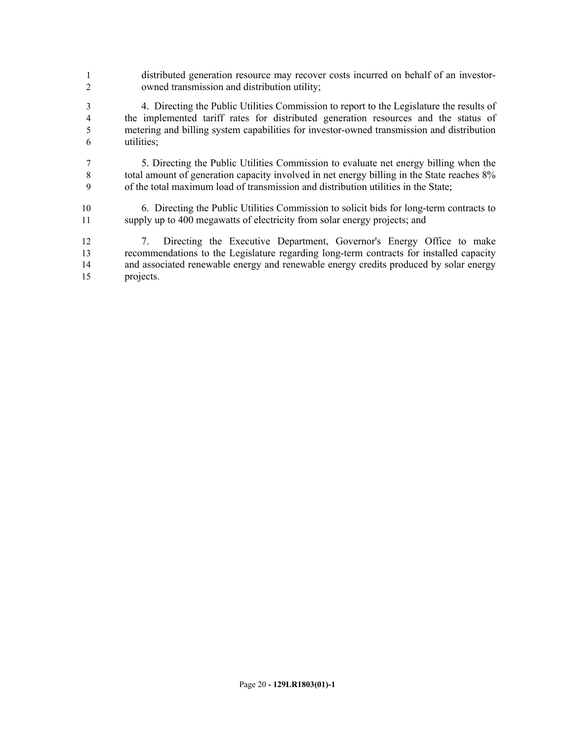distributed generation resource may recover costs incurred on behalf of an investor-owned transmission and distribution utility;

4. Directing the Public Utilities Commission to report to the Legislature the results of the implemented tariff rates for distributed generation resources and the status of metering and billing system capabilities for investor-owned transmission and distribution utilities;

5. Directing the Public Utilities Commission to evaluate net energy billing when the total amount of generation capacity involved in net energy billing in the State reaches 8% of the total maximum load of transmission and distribution utilities in the State;

6. Directing the Public Utilities Commission to solicit bids for long-term contracts to supply up to 400 megawatts of electricity from solar energy projects; and

7. Directing the Executive Department, Governor's Energy Office to make recommendations to the Legislature regarding long-term contracts for installed capacity and associated renewable energy and renewable energy credits produced by solar energy projects.